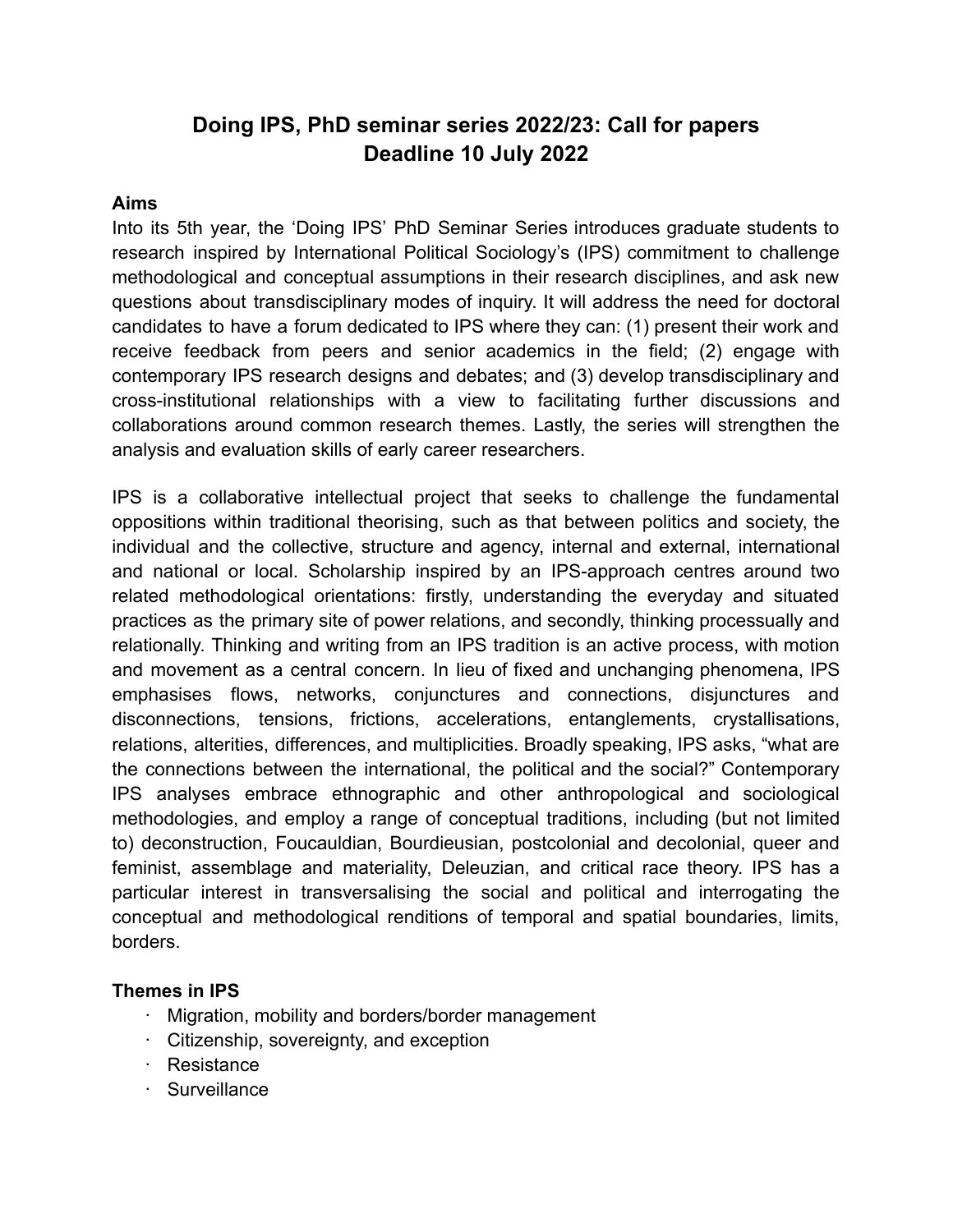# Doing IPS, PhD seminar series 2022/23: Call for papers
# Deadline 10 July 2022

**Aims**

Into its 5th year, the 'Doing IPS' PhD Seminar Series introduces graduate students to research inspired by International Political Sociology's (IPS) commitment to challenge methodological and conceptual assumptions in their research disciplines, and ask new questions about transdisciplinary modes of inquiry. It will address the need for doctoral candidates to have a forum dedicated to IPS where they can: (1) present their work and receive feedback from peers and senior academics in the field; (2) engage with contemporary IPS research designs and debates; and (3) develop transdisciplinary and cross-institutional relationships with a view to facilitating further discussions and collaborations around common research themes. Lastly, the series will strengthen the analysis and evaluation skills of early career researchers.

IPS is a collaborative intellectual project that seeks to challenge the fundamental oppositions within traditional theorising, such as that between politics and society, the individual and the collective, structure and agency, internal and external, international and national or local. Scholarship inspired by an IPS-approach centres around two related methodological orientations: firstly, understanding the everyday and situated practices as the primary site of power relations, and secondly, thinking processually and relationally. Thinking and writing from an IPS tradition is an active process, with motion and movement as a central concern. In lieu of fixed and unchanging phenomena, IPS emphasises flows, networks, conjunctures and connections, disjunctures and disconnections, tensions, frictions, accelerations, entanglements, crystallisations, relations, alterities, differences, and multiplicities. Broadly speaking, IPS asks, "what are the connections between the international, the political and the social?" Contemporary IPS analyses embrace ethnographic and other anthropological and sociological methodologies, and employ a range of conceptual traditions, including (but not limited to) deconstruction, Foucauldian, Bourdieusian, postcolonial and decolonial, queer and feminist, assemblage and materiality, Deleuzian, and critical race theory. IPS has a particular interest in transversalising the social and political and interrogating the conceptual and methodological renditions of temporal and spatial boundaries, limits, borders.

**Themes in IPS**

- Migration, mobility and borders/border management
- Citizenship, sovereignty, and exception
- Resistance
- Surveillance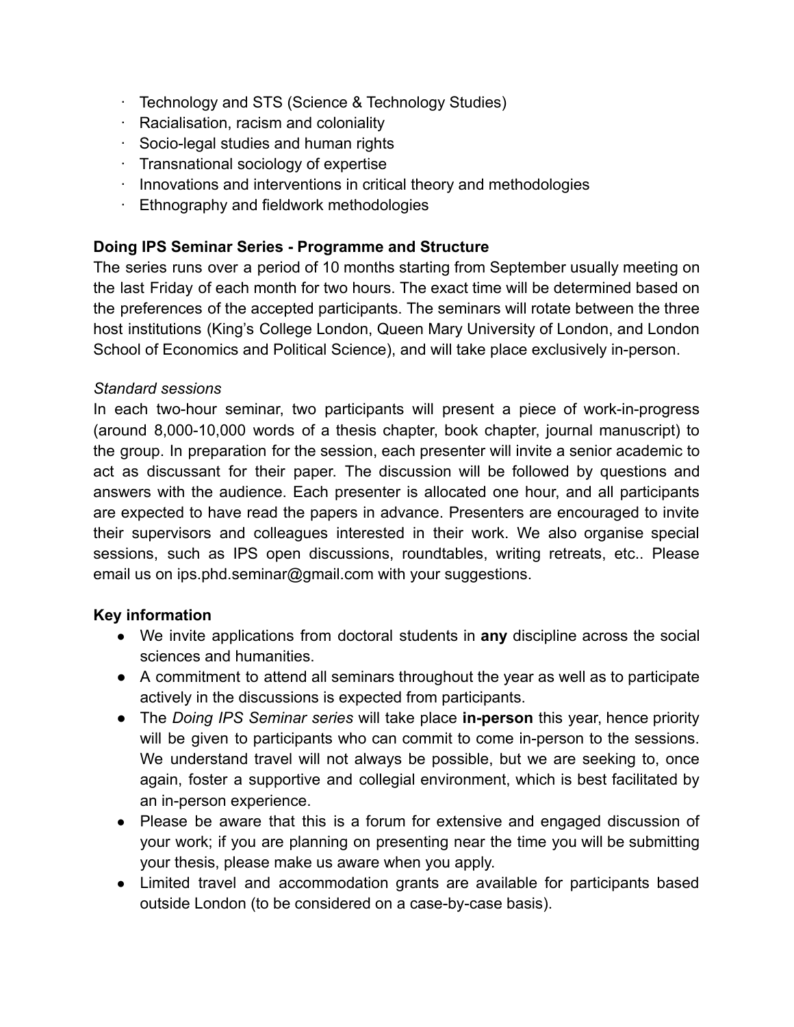- Technology and STS (Science & Technology Studies)
- Racialisation, racism and coloniality
- Socio-legal studies and human rights
- Transnational sociology of expertise
- Innovations and interventions in critical theory and methodologies
- Ethnography and fieldwork methodologies

**Doing IPS Seminar Series - Programme and Structure**

The series runs over a period of 10 months starting from September usually meeting on the last Friday of each month for two hours. The exact time will be determined based on the preferences of the accepted participants. The seminars will rotate between the three host institutions (King's College London, Queen Mary University of London, and London School of Economics and Political Science), and will take place exclusively in-person.

*Standard sessions*

In each two-hour seminar, two participants will present a piece of work-in-progress (around 8,000-10,000 words of a thesis chapter, book chapter, journal manuscript) to the group. In preparation for the session, each presenter will invite a senior academic to act as discussant for their paper. The discussion will be followed by questions and answers with the audience. Each presenter is allocated one hour, and all participants are expected to have read the papers in advance. Presenters are encouraged to invite their supervisors and colleagues interested in their work. We also organise special sessions, such as IPS open discussions, roundtables, writing retreats, etc.. Please email us on ips.phd.seminar@gmail.com with your suggestions.

**Key information**

- We invite applications from doctoral students in **any** discipline across the social sciences and humanities.
- A commitment to attend all seminars throughout the year as well as to participate actively in the discussions is expected from participants.
- The *Doing IPS Seminar series* will take place **in-person** this year, hence priority will be given to participants who can commit to come in-person to the sessions. We understand travel will not always be possible, but we are seeking to, once again, foster a supportive and collegial environment, which is best facilitated by an in-person experience.
- Please be aware that this is a forum for extensive and engaged discussion of your work; if you are planning on presenting near the time you will be submitting your thesis, please make us aware when you apply.
- Limited travel and accommodation grants are available for participants based outside London (to be considered on a case-by-case basis).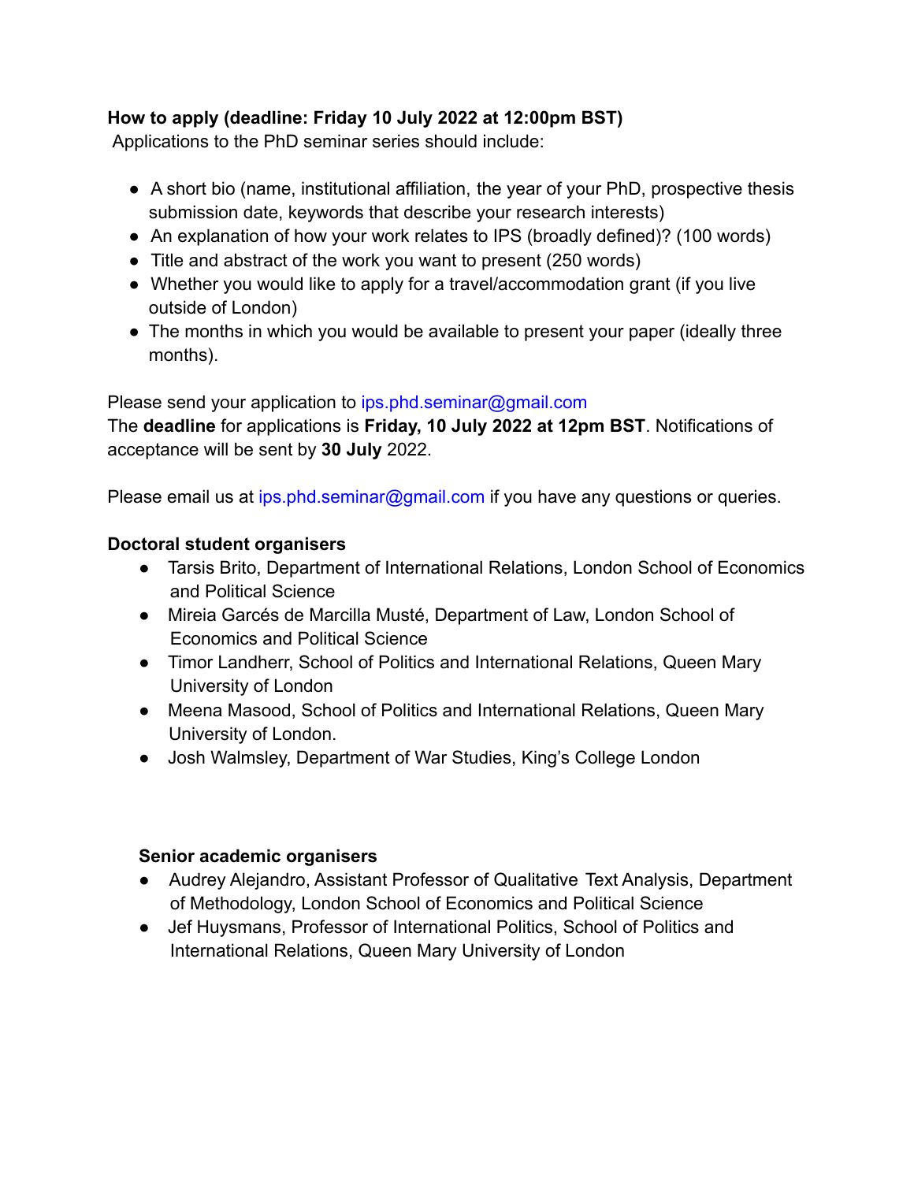**How to apply (deadline: Friday 10 July 2022 at 12:00pm BST)**

Applications to the PhD seminar series should include:

- A short bio (name, institutional affiliation, the year of your PhD, prospective thesis submission date, keywords that describe your research interests)
- An explanation of how your work relates to IPS (broadly defined)? (100 words)
- Title and abstract of the work you want to present (250 words)
- Whether you would like to apply for a travel/accommodation grant (if you live outside of London)
- The months in which you would be available to present your paper (ideally three months).

Please send your application to ips.phd.seminar@gmail.com
The **deadline** for applications is **Friday, 10 July 2022 at 12pm BST**. Notifications of acceptance will be sent by **30 July** 2022.

Please email us at ips.phd.seminar@gmail.com if you have any questions or queries.

**Doctoral student organisers**

- Tarsis Brito, Department of International Relations, London School of Economics and Political Science
- Mireia Garcés de Marcilla Musté, Department of Law, London School of Economics and Political Science
- Timor Landherr, School of Politics and International Relations, Queen Mary University of London
- Meena Masood, School of Politics and International Relations, Queen Mary University of London.
- Josh Walmsley, Department of War Studies, King's College London

**Senior academic organisers**

- Audrey Alejandro, Assistant Professor of Qualitative Text Analysis, Department of Methodology, London School of Economics and Political Science
- Jef Huysmans, Professor of International Politics, School of Politics and International Relations, Queen Mary University of London